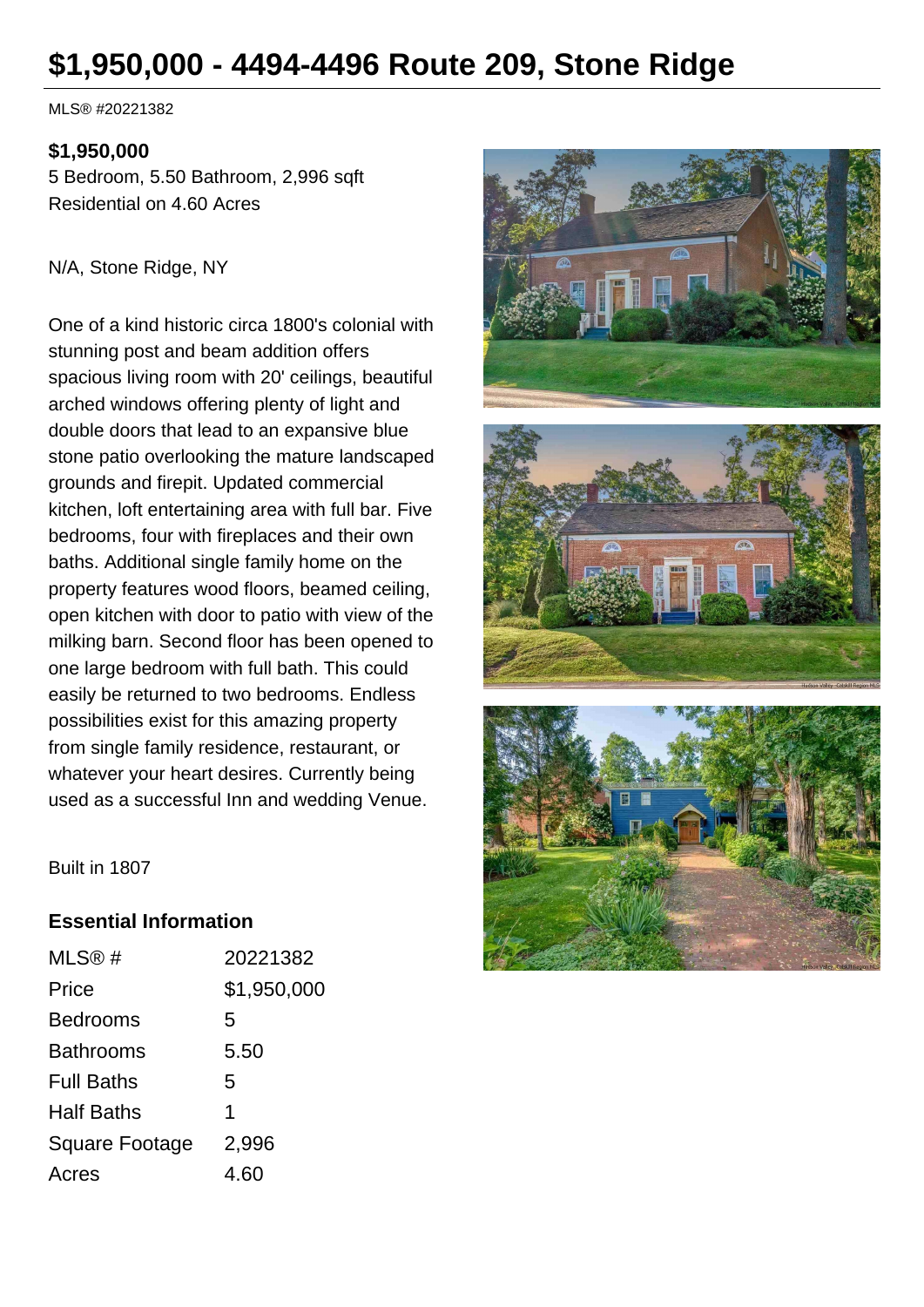# $1,950,000 - 4494-4496 Route 209, Stone Ridge

MLS® #20221382

**$1,950,000**
5 Bedroom, 5.50 Bathroom, 2,996 sqft
Residential on 4.60 Acres

N/A, Stone Ridge, NY

One of a kind historic circa 1800's colonial with stunning post and beam addition offers spacious living room with 20' ceilings, beautiful arched windows offering plenty of light and double doors that lead to an expansive blue stone patio overlooking the mature landscaped grounds and firepit. Updated commercial kitchen, loft entertaining area with full bar. Five bedrooms, four with fireplaces and their own baths. Additional single family home on the property features wood floors, beamed ceiling, open kitchen with door to patio with view of the milking barn. Second floor has been opened to one large bedroom with full bath. This could easily be returned to two bedrooms. Endless possibilities exist for this amazing property from single family residence, restaurant, or whatever your heart desires. Currently being used as a successful Inn and wedding Venue.

Built in 1807

### Essential Information

| | |
|---|---|
| MLS® # | 20221382 |
| Price | $1,950,000 |
| Bedrooms | 5 |
| Bathrooms | 5.50 |
| Full Baths | 5 |
| Half Baths | 1 |
| Square Footage | 2,996 |
| Acres | 4.60 |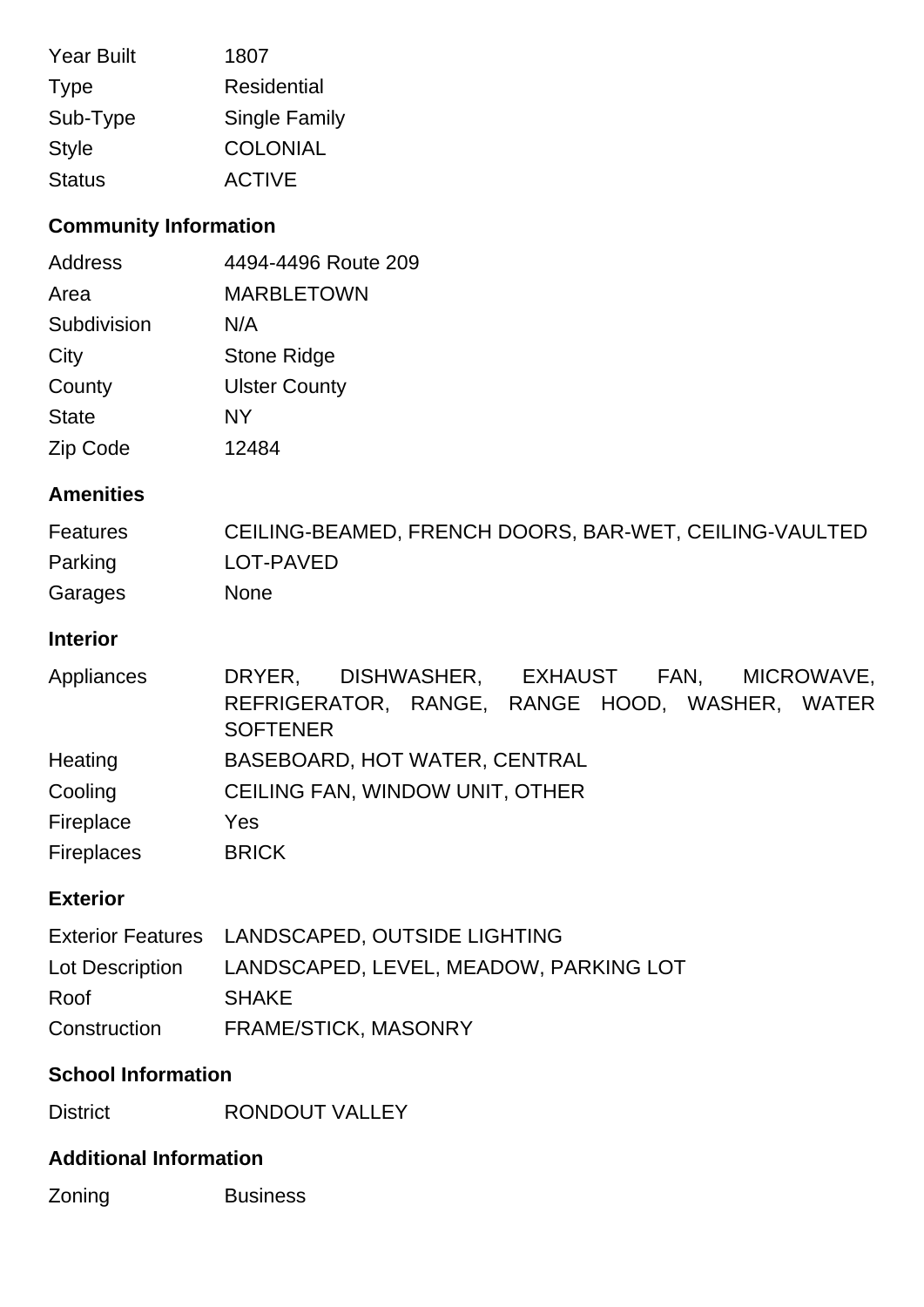| | |
|---|---|
| Year Built | 1807 |
| Type | Residential |
| Sub-Type | Single Family |
| Style | COLONIAL |
| Status | ACTIVE |

## Community Information

| | |
|---|---|
| Address | 4494-4496 Route 209 |
| Area | MARBLETOWN |
| Subdivision | N/A |
| City | Stone Ridge |
| County | Ulster County |
| State | NY |
| Zip Code | 12484 |

## Amenities

| | |
|---|---|
| Features | CEILING-BEAMED, FRENCH DOORS, BAR-WET, CEILING-VAULTED |
| Parking | LOT-PAVED |
| Garages | None |

## Interior

| | |
|---|---|
| Appliances | DRYER, DISHWASHER, EXHAUST FAN, MICROWAVE, REFRIGERATOR, RANGE, RANGE HOOD, WASHER, WATER SOFTENER |
| Heating | BASEBOARD, HOT WATER, CENTRAL |
| Cooling | CEILING FAN, WINDOW UNIT, OTHER |
| Fireplace | Yes |
| Fireplaces | BRICK |

## Exterior

| | |
|---|---|
| Exterior Features | LANDSCAPED, OUTSIDE LIGHTING |
| Lot Description | LANDSCAPED, LEVEL, MEADOW, PARKING LOT |
| Roof | SHAKE |
| Construction | FRAME/STICK, MASONRY |

## School Information

| | |
|---|---|
| District | RONDOUT VALLEY |

## Additional Information

| | |
|---|---|
| Zoning | Business |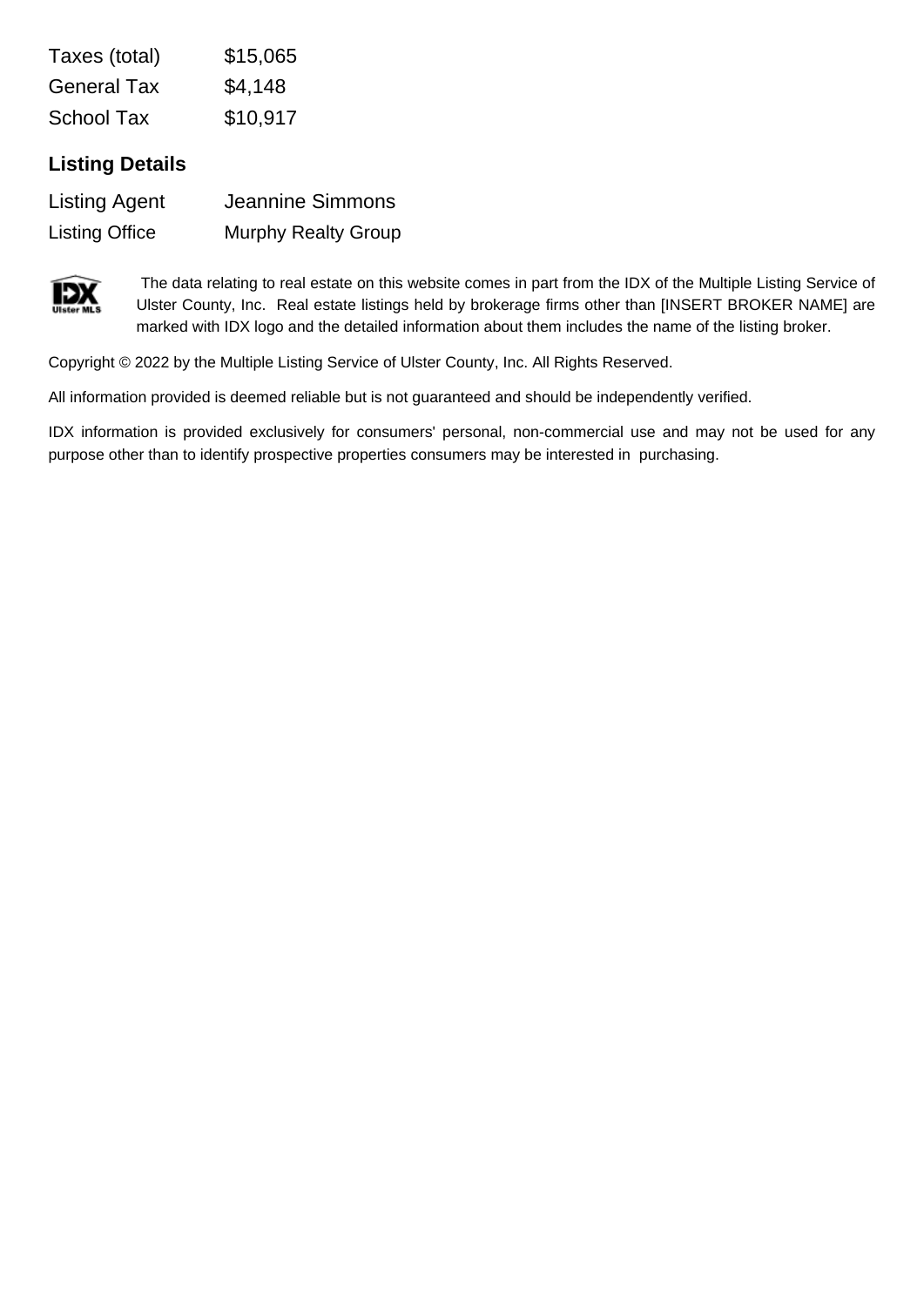| | |
|---|---|
| Taxes (total) | $15,065 |
| General Tax | $4,148 |
| School Tax | $10,917 |

### Listing Details

| | |
|---|---|
| Listing Agent | Jeannine Simmons |
| Listing Office | Murphy Realty Group |

The data relating to real estate on this website comes in part from the IDX of the Multiple Listing Service of Ulster County, Inc. Real estate listings held by brokerage firms other than [INSERT BROKER NAME] are marked with IDX logo and the detailed information about them includes the name of the listing broker.

Copyright © 2022 by the Multiple Listing Service of Ulster County, Inc. All Rights Reserved.

All information provided is deemed reliable but is not guaranteed and should be independently verified.

IDX information is provided exclusively for consumers' personal, non-commercial use and may not be used for any purpose other than to identify prospective properties consumers may be interested in purchasing.